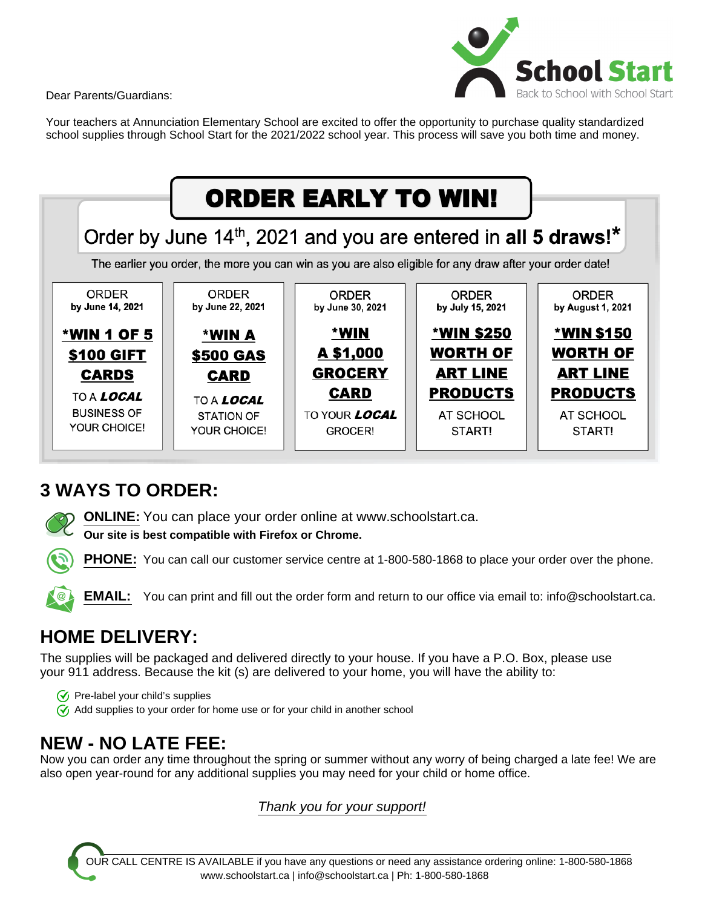School Start
Back to School with School Start

Dear Parents/Guardians:

Your teachers at Annunciation Elementary School are excited to offer the opportunity to purchase quality standardized school supplies through School Start for the 2021/2022 school year. This process will save you both time and money.

## ORDER EARLY TO WIN!

Order by June 14th, 2021 and you are entered in **all 5 draws!***

The earlier you order, the more you can win as you are also eligible for any draw after your order date!

| ORDER **by June 14, 2021** | ORDER **by June 22, 2021** | ORDER **by June 30, 2021** | ORDER **by July 15, 2021** | ORDER **by August 1, 2021** |
|---|---|---|---|---|
| **\*WIN 1 OF 5 $100 GIFT CARDS** TO A ***LOCAL*** BUSINESS OF YOUR CHOICE! | **\*WIN A $500 GAS CARD** TO A ***LOCAL*** STATION OF YOUR CHOICE! | **\*WIN A $1,000 GROCERY CARD** TO YOUR ***LOCAL*** GROCER! | **\*WIN $250 WORTH OF ART LINE PRODUCTS** AT SCHOOL START! | **\*WIN $150 WORTH OF ART LINE PRODUCTS** AT SCHOOL START! |

## 3 WAYS TO ORDER:

**ONLINE:** You can place your order online at www.schoolstart.ca.
**Our site is best compatible with Firefox or Chrome.**

**PHONE:** You can call our customer service centre at 1-800-580-1868 to place your order over the phone.

**EMAIL:** You can print and fill out the order form and return to our office via email to: info@schoolstart.ca.

## HOME DELIVERY:

The supplies will be packaged and delivered directly to your house. If you have a P.O. Box, please use your 911 address. Because the kit (s) are delivered to your home, you will have the ability to:

- Pre-label your child's supplies
- Add supplies to your order for home use or for your child in another school

## NEW - NO LATE FEE:

Now you can order any time throughout the spring or summer without any worry of being charged a late fee! We are also open year-round for any additional supplies you may need for your child or home office.

*Thank you for your support!*

OUR CALL CENTRE IS AVAILABLE if you have any questions or need any assistance ordering online: 1-800-580-1868
www.schoolstart.ca | info@schoolstart.ca | Ph: 1-800-580-1868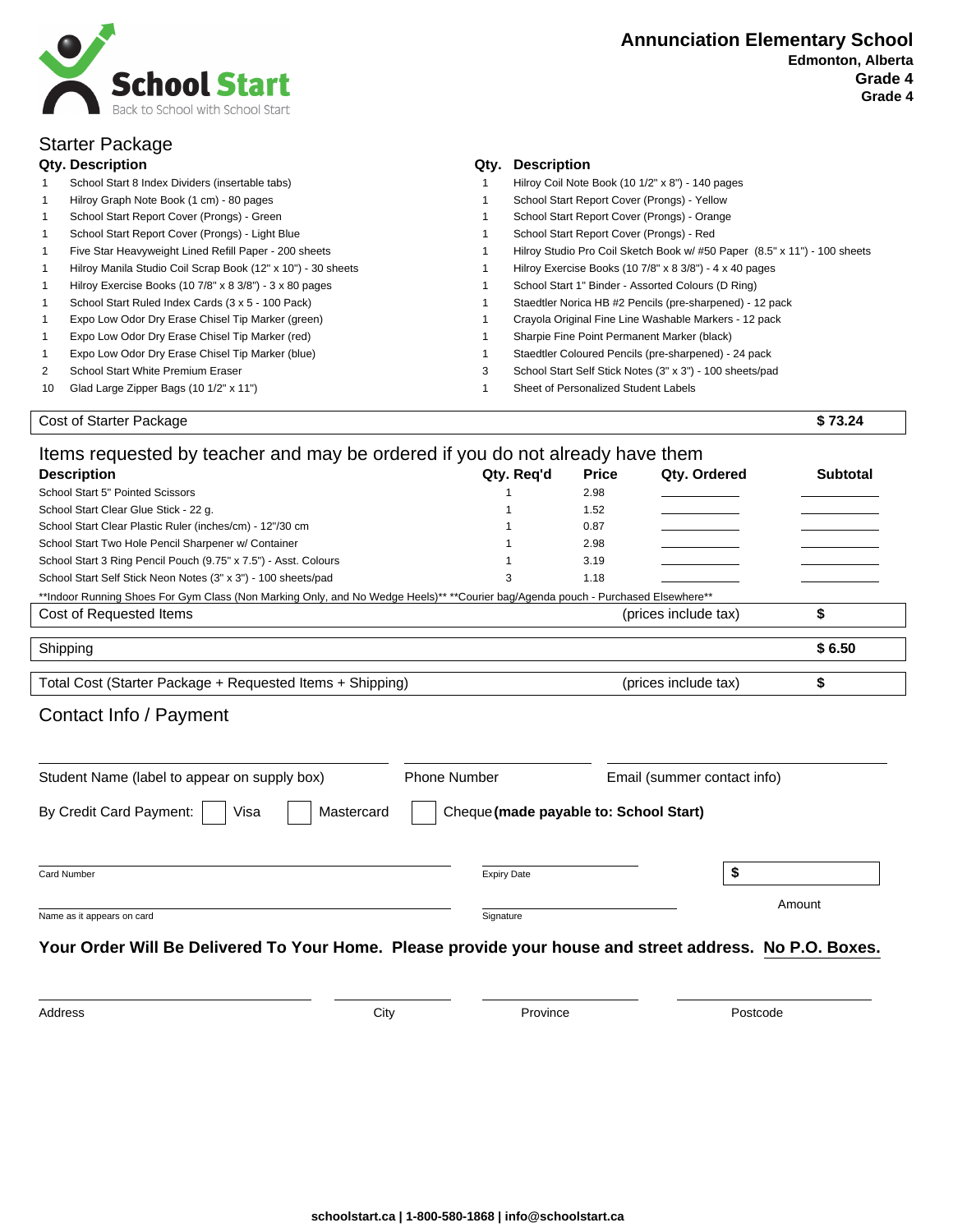School Start
Back to School with School Start

**Annunciation Elementary School**
**Edmonton, Alberta**
**Grade 4**
**Grade 4**

## Starter Package

| Qty. | Description | Qty. | Description |
|---|---|---|---|
| 1 | School Start 8 Index Dividers (insertable tabs) | 1 | Hilroy Coil Note Book (10 1/2" x 8") - 140 pages |
| 1 | Hilroy Graph Note Book (1 cm) - 80 pages | 1 | School Start Report Cover (Prongs) - Yellow |
| 1 | School Start Report Cover (Prongs) - Green | 1 | School Start Report Cover (Prongs) - Orange |
| 1 | School Start Report Cover (Prongs) - Light Blue | 1 | School Start Report Cover (Prongs) - Red |
| 1 | Five Star Heavyweight Lined Refill Paper - 200 sheets | 1 | Hilroy Studio Pro Coil Sketch Book w/ #50 Paper (8.5" x 11") - 100 sheets |
| 1 | Hilroy Manila Studio Coil Scrap Book (12" x 10") - 30 sheets | 1 | Hilroy Exercise Books (10 7/8" x 8 3/8") - 4 x 40 pages |
| 1 | Hilroy Exercise Books (10 7/8" x 8 3/8") - 3 x 80 pages | 1 | School Start 1" Binder - Assorted Colours (D Ring) |
| 1 | School Start Ruled Index Cards (3 x 5 - 100 Pack) | 1 | Staedtler Norica HB #2 Pencils (pre-sharpened) - 12 pack |
| 1 | Expo Low Odor Dry Erase Chisel Tip Marker (green) | 1 | Crayola Original Fine Line Washable Markers - 12 pack |
| 1 | Expo Low Odor Dry Erase Chisel Tip Marker (red) | 1 | Sharpie Fine Point Permanent Marker (black) |
| 1 | Expo Low Odor Dry Erase Chisel Tip Marker (blue) | 1 | Staedtler Coloured Pencils (pre-sharpened) - 24 pack |
| 2 | School Start White Premium Eraser | 3 | School Start Self Stick Notes (3" x 3") - 100 sheets/pad |
| 10 | Glad Large Zipper Bags (10 1/2" x 11") | 1 | Sheet of Personalized Student Labels |

| Cost of Starter Package | **$ 73.24** |
|---|---|

## Items requested by teacher and may be ordered if you do not already have them

| Description | Qty. Req'd | Price | Qty. Ordered | Subtotal |
|---|---|---|---|---|
| School Start 5" Pointed Scissors | 1 | 2.98 | | |
| School Start Clear Glue Stick - 22 g. | 1 | 1.52 | | |
| School Start Clear Plastic Ruler (inches/cm) - 12"/30 cm | 1 | 0.87 | | |
| School Start Two Hole Pencil Sharpener w/ Container | 1 | 2.98 | | |
| School Start 3 Ring Pencil Pouch (9.75" x 7.5") - Asst. Colours | 1 | 3.19 | | |
| School Start Self Stick Neon Notes (3" x 3") - 100 sheets/pad | 3 | 1.18 | | |

**Indoor Running Shoes For Gym Class (Non Marking Only, and No Wedge Heels)** **Courier bag/Agenda pouch - Purchased Elsewhere**

| | | |
|---|---|---|
| Cost of Requested Items | (prices include tax) | **$** |
| Shipping | | **$ 6.50** |
| Total Cost (Starter Package + Requested Items + Shipping) | (prices include tax) | **$** |

## Contact Info / Payment

Student Name (label to appear on supply box) ______ Phone Number ______ Email (summer contact info) ______

By Credit Card Payment: ☐ Visa ☐ Mastercard ☐ Cheque **(made payable to: School Start)**

Card Number ______ Expiry Date ______ **$** ______ Amount

Name as it appears on card ______ Signature ______

**Your Order Will Be Delivered To Your Home. Please provide your house and street address. No P.O. Boxes.**

Address ______ City ______ Province ______ Postcode ______

**schoolstart.ca | 1-800-580-1868 | info@schoolstart.ca**